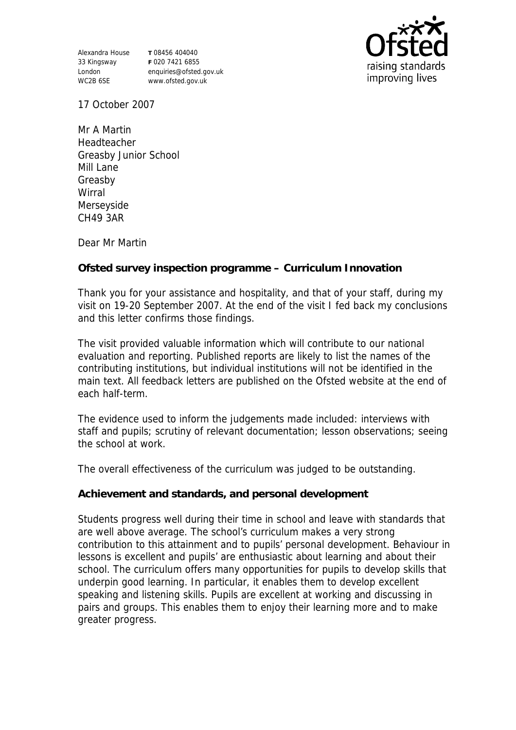Alexandra House
33 Kingsway
London
WC2B 6SE

**T** 08456 404040
**F** 020 7421 6855
enquiries@ofsted.gov.uk
www.ofsted.gov.uk

Ofsted
raising standards
improving lives

17 October 2007

Mr A Martin
Headteacher
Greasby Junior School
Mill Lane
Greasby
Wirral
Merseyside
CH49 3AR

Dear Mr Martin

**Ofsted survey inspection programme – Curriculum Innovation**

Thank you for your assistance and hospitality, and that of your staff, during my visit on 19-20 September 2007. At the end of the visit I fed back my conclusions and this letter confirms those findings.

The visit provided valuable information which will contribute to our national evaluation and reporting. Published reports are likely to list the names of the contributing institutions, but individual institutions will not be identified in the main text. All feedback letters are published on the Ofsted website at the end of each half-term.

The evidence used to inform the judgements made included: interviews with staff and pupils; scrutiny of relevant documentation; lesson observations; seeing the school at work.

The overall effectiveness of the curriculum was judged to be outstanding.

**Achievement and standards, and personal development**

Students progress well during their time in school and leave with standards that are well above average. The school's curriculum makes a very strong contribution to this attainment and to pupils' personal development. Behaviour in lessons is excellent and pupils' are enthusiastic about learning and about their school. The curriculum offers many opportunities for pupils to develop skills that underpin good learning. In particular, it enables them to develop excellent speaking and listening skills. Pupils are excellent at working and discussing in pairs and groups. This enables them to enjoy their learning more and to make greater progress.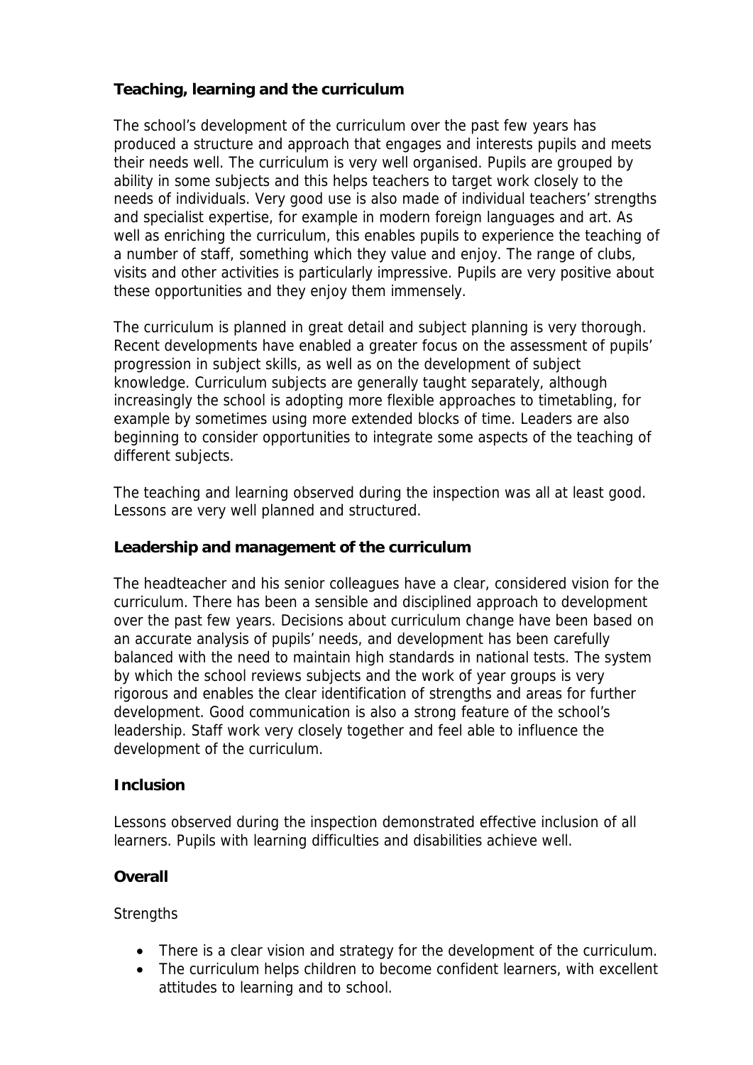**Teaching, learning and the curriculum**

The school's development of the curriculum over the past few years has produced a structure and approach that engages and interests pupils and meets their needs well. The curriculum is very well organised. Pupils are grouped by ability in some subjects and this helps teachers to target work closely to the needs of individuals. Very good use is also made of individual teachers' strengths and specialist expertise, for example in modern foreign languages and art. As well as enriching the curriculum, this enables pupils to experience the teaching of a number of staff, something which they value and enjoy. The range of clubs, visits and other activities is particularly impressive. Pupils are very positive about these opportunities and they enjoy them immensely.

The curriculum is planned in great detail and subject planning is very thorough. Recent developments have enabled a greater focus on the assessment of pupils' progression in subject skills, as well as on the development of subject knowledge. Curriculum subjects are generally taught separately, although increasingly the school is adopting more flexible approaches to timetabling, for example by sometimes using more extended blocks of time. Leaders are also beginning to consider opportunities to integrate some aspects of the teaching of different subjects.

The teaching and learning observed during the inspection was all at least good. Lessons are very well planned and structured.

**Leadership and management of the curriculum**

The headteacher and his senior colleagues have a clear, considered vision for the curriculum. There has been a sensible and disciplined approach to development over the past few years. Decisions about curriculum change have been based on an accurate analysis of pupils' needs, and development has been carefully balanced with the need to maintain high standards in national tests. The system by which the school reviews subjects and the work of year groups is very rigorous and enables the clear identification of strengths and areas for further development. Good communication is also a strong feature of the school's leadership. Staff work very closely together and feel able to influence the development of the curriculum.

**Inclusion**

Lessons observed during the inspection demonstrated effective inclusion of all learners. Pupils with learning difficulties and disabilities achieve well.

**Overall**

Strengths

- There is a clear vision and strategy for the development of the curriculum.
- The curriculum helps children to become confident learners, with excellent attitudes to learning and to school.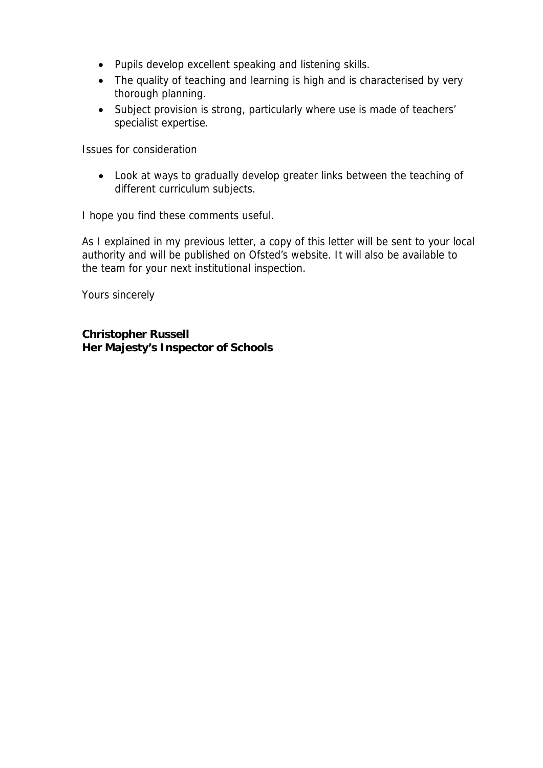- Pupils develop excellent speaking and listening skills.
- The quality of teaching and learning is high and is characterised by very thorough planning.
- Subject provision is strong, particularly where use is made of teachers' specialist expertise.

Issues for consideration

- Look at ways to gradually develop greater links between the teaching of different curriculum subjects.

I hope you find these comments useful.

As I explained in my previous letter, a copy of this letter will be sent to your local authority and will be published on Ofsted's website. It will also be available to the team for your next institutional inspection.

Yours sincerely

**Christopher Russell**
**Her Majesty's Inspector of Schools**